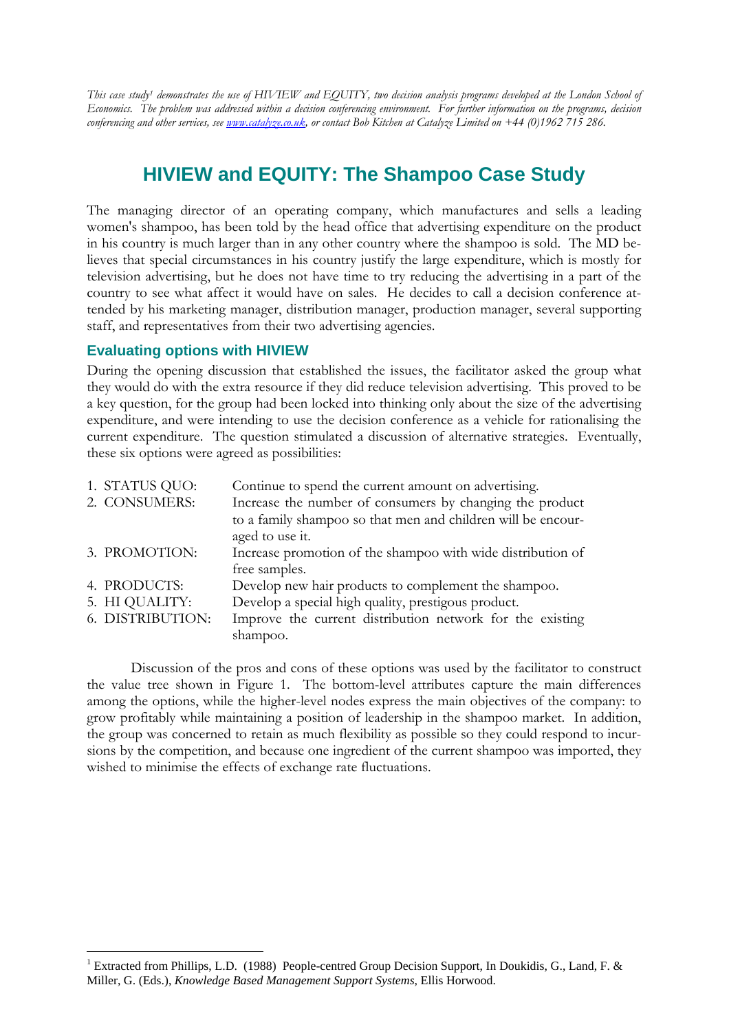*This case study[1] demonstrates the use of HIVIEW and EQUITY, two decision analysis programs developed at the London School of Economics. The problem was addressed within a decision conferencing environment. For further information on the programs, decision conferencing and other services, see www.catalyze.co.uk, or contact Bob Kitchen at Catalyze Limited on +44 (0)1962 715 286.*

# HIVIEW and EQUITY: The Shampoo Case Study

The managing director of an operating company, which manufactures and sells a leading women's shampoo, has been told by the head office that advertising expenditure on the product in his country is much larger than in any other country where the shampoo is sold. The MD believes that special circumstances in his country justify the large expenditure, which is mostly for television advertising, but he does not have time to try reducing the advertising in a part of the country to see what affect it would have on sales. He decides to call a decision conference attended by his marketing manager, distribution manager, production manager, several supporting staff, and representatives from their two advertising agencies.

## Evaluating options with HIVIEW

During the opening discussion that established the issues, the facilitator asked the group what they would do with the extra resource if they did reduce television advertising. This proved to be a key question, for the group had been locked into thinking only about the size of the advertising expenditure, and were intending to use the decision conference as a vehicle for rationalising the current expenditure. The question stimulated a discussion of alternative strategies. Eventually, these six options were agreed as possibilities:

| | |
|---|---|
| 1. STATUS QUO: | Continue to spend the current amount on advertising. |
| 2. CONSUMERS: | Increase the number of consumers by changing the product to a family shampoo so that men and children will be encouraged to use it. |
| 3. PROMOTION: | Increase promotion of the shampoo with wide distribution of free samples. |
| 4. PRODUCTS: | Develop new hair products to complement the shampoo. |
| 5. HI QUALITY: | Develop a special high quality, prestigous product. |
| 6. DISTRIBUTION: | Improve the current distribution network for the existing shampoo. |

Discussion of the pros and cons of these options was used by the facilitator to construct the value tree shown in Figure 1. The bottom-level attributes capture the main differences among the options, while the higher-level nodes express the main objectives of the company: to grow profitably while maintaining a position of leadership in the shampoo market. In addition, the group was concerned to retain as much flexibility as possible so they could respond to incursions by the competition, and because one ingredient of the current shampoo was imported, they wished to minimise the effects of exchange rate fluctuations.

[1] Extracted from Phillips, L.D. (1988) People-centred Group Decision Support, In Doukidis, G., Land, F. & Miller, G. (Eds.), *Knowledge Based Management Support Systems,* Ellis Horwood.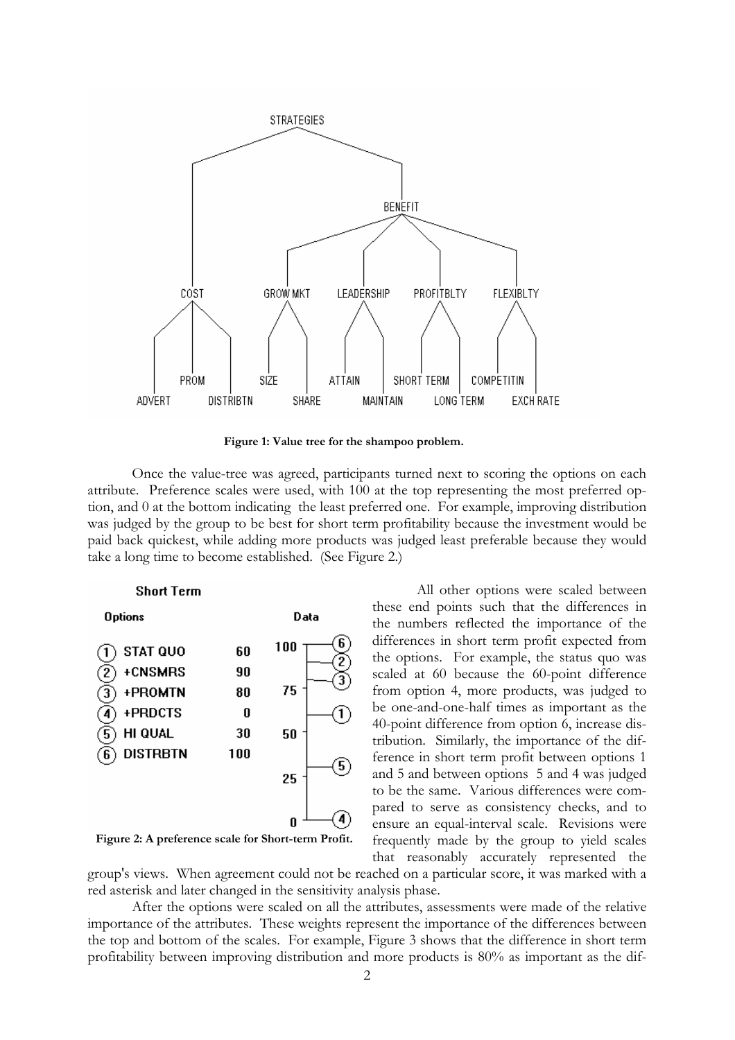Figure 1: Value tree for the shampoo problem.

Once the value-tree was agreed, participants turned next to scoring the options on each attribute. Preference scales were used, with 100 at the top representing the most preferred option, and 0 at the bottom indicating the least preferred one. For example, improving distribution was judged by the group to be best for short term profitability because the investment would be paid back quickest, while adding more products was judged least preferable because they would take a long time to become established. (See Figure 2.)

**Short Term**

| Options | | Data |
|---|---|---|
| 1 | STAT QUO | 60 |
| 2 | +CNSMRS | 90 |
| 3 | +PROMTN | 80 |
| 4 | +PRDCTS | 0 |
| 5 | HI QUAL | 30 |
| 6 | DISTRBTN | 100 |

**Figure 2: A preference scale for Short-term Profit.**

All other options were scaled between these end points such that the differences in the numbers reflected the importance of the differences in short term profit expected from the options. For example, the status quo was scaled at 60 because the 60-point difference from option 4, more products, was judged to be one-and-one-half times as important as the 40-point difference from option 6, increase distribution. Similarly, the importance of the difference in short term profit between options 1 and 5 and between options 5 and 4 was judged to be the same. Various differences were compared to serve as consistency checks, and to ensure an equal-interval scale. Revisions were frequently made by the group to yield scales that reasonably accurately represented the group's views. When agreement could not be reached on a particular score, it was marked with a red asterisk and later changed in the sensitivity analysis phase.

After the options were scaled on all the attributes, assessments were made of the relative importance of the attributes. These weights represent the importance of the differences between the top and bottom of the scales. For example, Figure 3 shows that the difference in short term profitability between improving distribution and more products is 80% as important as the dif-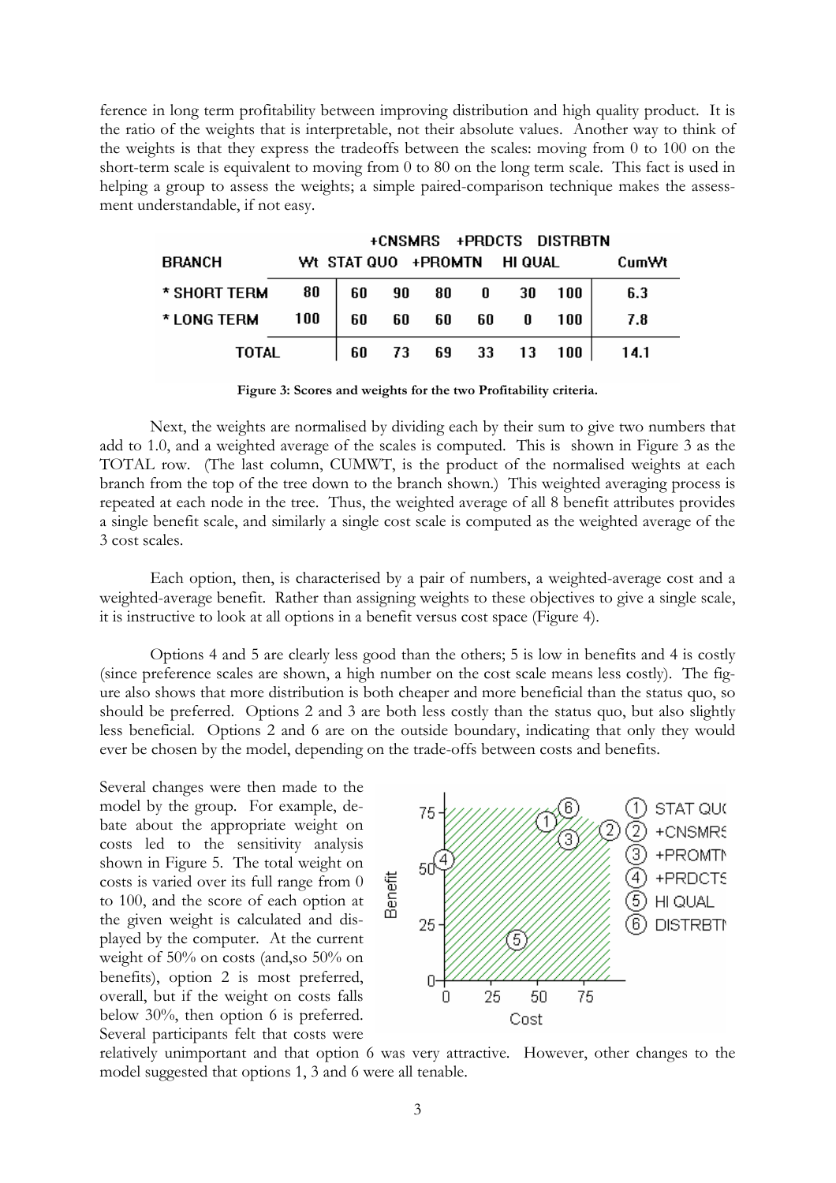ference in long term profitability between improving distribution and high quality product. It is the ratio of the weights that is interpretable, not their absolute values. Another way to think of the weights is that they express the tradeoffs between the scales: moving from 0 to 100 on the short-term scale is equivalent to moving from 0 to 80 on the long term scale. This fact is used in helping a group to assess the weights; a simple paired-comparison technique makes the assessment understandable, if not easy.

| BRANCH | Wt | STAT QUO | +CNSMRS | +PROMTN | +PRDCTS | HI QUAL | DISTRBTN | CumWt |
|---|---|---|---|---|---|---|---|---|
| * SHORT TERM | 80 | 60 | 90 | 80 | 0 | 30 | 100 | 6.3 |
| * LONG TERM | 100 | 60 | 60 | 60 | 60 | 0 | 100 | 7.8 |
| TOTAL | | 60 | 73 | 69 | 33 | 13 | 100 | 14.1 |

**Figure 3: Scores and weights for the two Profitability criteria.**

Next, the weights are normalised by dividing each by their sum to give two numbers that add to 1.0, and a weighted average of the scales is computed. This is shown in Figure 3 as the TOTAL row. (The last column, CUMWT, is the product of the normalised weights at each branch from the top of the tree down to the branch shown.) This weighted averaging process is repeated at each node in the tree. Thus, the weighted average of all 8 benefit attributes provides a single benefit scale, and similarly a single cost scale is computed as the weighted average of the 3 cost scales.

Each option, then, is characterised by a pair of numbers, a weighted-average cost and a weighted-average benefit. Rather than assigning weights to these objectives to give a single scale, it is instructive to look at all options in a benefit versus cost space (Figure 4).

Options 4 and 5 are clearly less good than the others; 5 is low in benefits and 4 is costly (since preference scales are shown, a high number on the cost scale means less costly). The figure also shows that more distribution is both cheaper and more beneficial than the status quo, so should be preferred. Options 2 and 3 are both less costly than the status quo, but also slightly less beneficial. Options 2 and 6 are on the outside boundary, indicating that only they would ever be chosen by the model, depending on the trade-offs between costs and benefits.

Several changes were then made to the model by the group. For example, debate about the appropriate weight on costs led to the sensitivity analysis shown in Figure 5. The total weight on costs is varied over its full range from 0 to 100, and the score of each option at the given weight is calculated and displayed by the computer. At the current weight of 50% on costs (and,so 50% on benefits), option 2 is most preferred, overall, but if the weight on costs falls below 30%, then option 6 is preferred. Several participants felt that costs were relatively unimportant and that option 6 was very attractive. However, other changes to the model suggested that options 1, 3 and 6 were all tenable.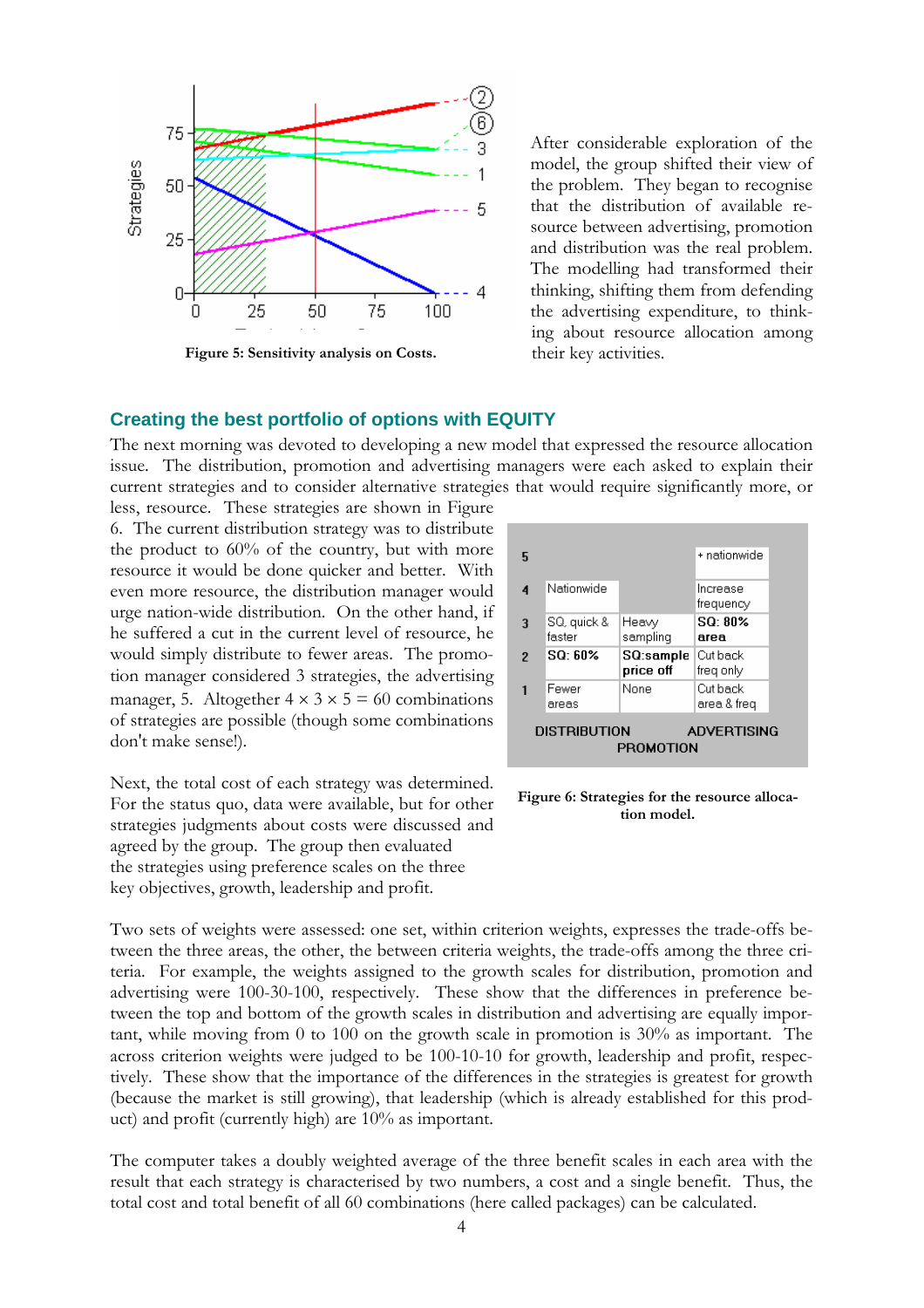Figure 5: Sensitivity analysis on Costs.

After considerable exploration of the model, the group shifted their view of the problem. They began to recognise that the distribution of available resource between advertising, promotion and distribution was the real problem. The modelling had transformed their thinking, shifting them from defending the advertising expenditure, to thinking about resource allocation among their key activities.

## Creating the best portfolio of options with EQUITY

The next morning was devoted to developing a new model that expressed the resource allocation issue. The distribution, promotion and advertising managers were each asked to explain their current strategies and to consider alternative strategies that would require significantly more, or less, resource. These strategies are shown in Figure 6. The current distribution strategy was to distribute the product to 60% of the country, but with more resource it would be done quicker and better. With even more resource, the distribution manager would urge nation-wide distribution. On the other hand, if he suffered a cut in the current level of resource, he would simply distribute to fewer areas. The promotion manager considered 3 strategies, the advertising manager, 5. Altogether 4 × 3 × 5 = 60 combinations of strategies are possible (though some combinations don't make sense!).

| | DISTRIBUTION | PROMOTION | ADVERTISING |
|---|---|---|---|
| 5 | | | + nationwide |
| 4 | Nationwide | | Increase frequency |
| 3 | SQ, quick & faster | Heavy sampling | **SQ: 80% area** |
| 2 | **SQ: 60%** | **SQ:sample price off** | Cut back freq only |
| 1 | Fewer areas | None | Cut back area & freq |

Figure 6: Strategies for the resource allocation model.

Next, the total cost of each strategy was determined. For the status quo, data were available, but for other strategies judgments about costs were discussed and agreed by the group. The group then evaluated the strategies using preference scales on the three key objectives, growth, leadership and profit.

Two sets of weights were assessed: one set, within criterion weights, expresses the trade-offs between the three areas, the other, the between criteria weights, the trade-offs among the three criteria. For example, the weights assigned to the growth scales for distribution, promotion and advertising were 100-30-100, respectively. These show that the differences in preference between the top and bottom of the growth scales in distribution and advertising are equally important, while moving from 0 to 100 on the growth scale in promotion is 30% as important. The across criterion weights were judged to be 100-10-10 for growth, leadership and profit, respectively. These show that the importance of the differences in the strategies is greatest for growth (because the market is still growing), that leadership (which is already established for this product) and profit (currently high) are 10% as important.

The computer takes a doubly weighted average of the three benefit scales in each area with the result that each strategy is characterised by two numbers, a cost and a single benefit. Thus, the total cost and total benefit of all 60 combinations (here called packages) can be calculated.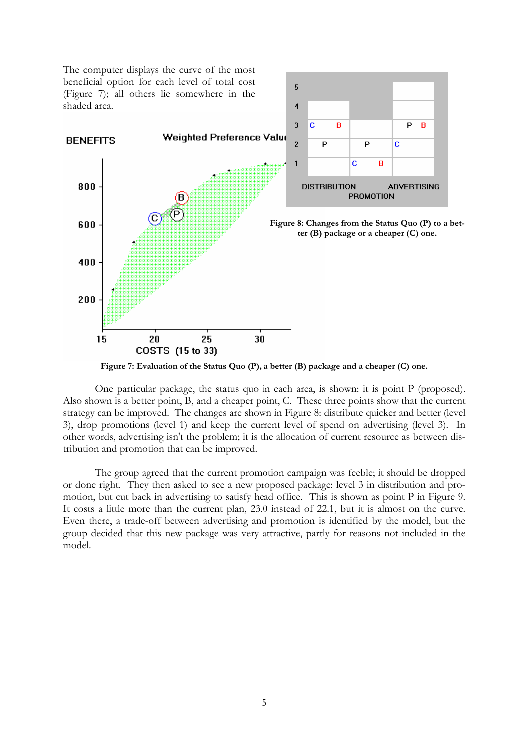The computer displays the curve of the most beneficial option for each level of total cost (Figure 7); all others lie somewhere in the shaded area.

Figure 8: Changes from the Status Quo (P) to a better (B) package or a cheaper (C) one.

Figure 7: Evaluation of the Status Quo (P), a better (B) package and a cheaper (C) one.

One particular package, the status quo in each area, is shown: it is point P (proposed). Also shown is a better point, B, and a cheaper point, C. These three points show that the current strategy can be improved. The changes are shown in Figure 8: distribute quicker and better (level 3), drop promotions (level 1) and keep the current level of spend on advertising (level 3). In other words, advertising isn't the problem; it is the allocation of current resource as between distribution and promotion that can be improved.

The group agreed that the current promotion campaign was feeble; it should be dropped or done right. They then asked to see a new proposed package: level 3 in distribution and promotion, but cut back in advertising to satisfy head office. This is shown as point P in Figure 9. It costs a little more than the current plan, 23.0 instead of 22.1, but it is almost on the curve. Even there, a trade-off between advertising and promotion is identified by the model, but the group decided that this new package was very attractive, partly for reasons not included in the model.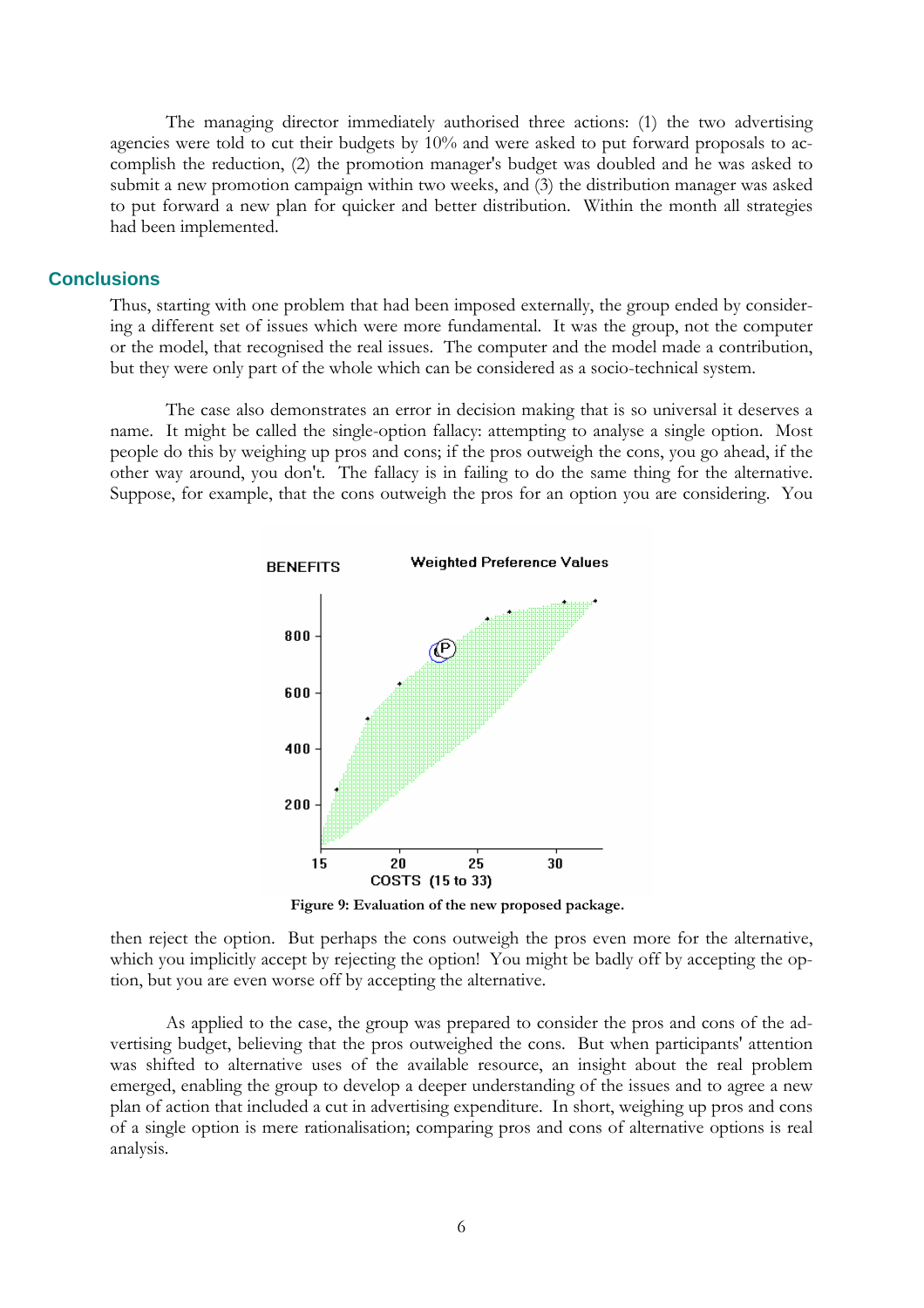The managing director immediately authorised three actions: (1) the two advertising agencies were told to cut their budgets by 10% and were asked to put forward proposals to accomplish the reduction, (2) the promotion manager's budget was doubled and he was asked to submit a new promotion campaign within two weeks, and (3) the distribution manager was asked to put forward a new plan for quicker and better distribution. Within the month all strategies had been implemented.

## Conclusions

Thus, starting with one problem that had been imposed externally, the group ended by considering a different set of issues which were more fundamental. It was the group, not the computer or the model, that recognised the real issues. The computer and the model made a contribution, but they were only part of the whole which can be considered as a socio-technical system.

The case also demonstrates an error in decision making that is so universal it deserves a name. It might be called the single-option fallacy: attempting to analyse a single option. Most people do this by weighing up pros and cons; if the pros outweigh the cons, you go ahead, if the other way around, you don't. The fallacy is in failing to do the same thing for the alternative. Suppose, for example, that the cons outweigh the pros for an option you are considering. You then reject the option. But perhaps the cons outweigh the pros even more for the alternative, which you implicitly accept by rejecting the option! You might be badly off by accepting the option, but you are even worse off by accepting the alternative.

BENEFITS

Weighted Preference Values

800

600

400

200

15

20

25

30

COSTS (15 to 33)

**Figure 9: Evaluation of the new proposed package.**

As applied to the case, the group was prepared to consider the pros and cons of the advertising budget, believing that the pros outweighed the cons. But when participants' attention was shifted to alternative uses of the available resource, an insight about the real problem emerged, enabling the group to develop a deeper understanding of the issues and to agree a new plan of action that included a cut in advertising expenditure. In short, weighing up pros and cons of a single option is mere rationalisation; comparing pros and cons of alternative options is real analysis.